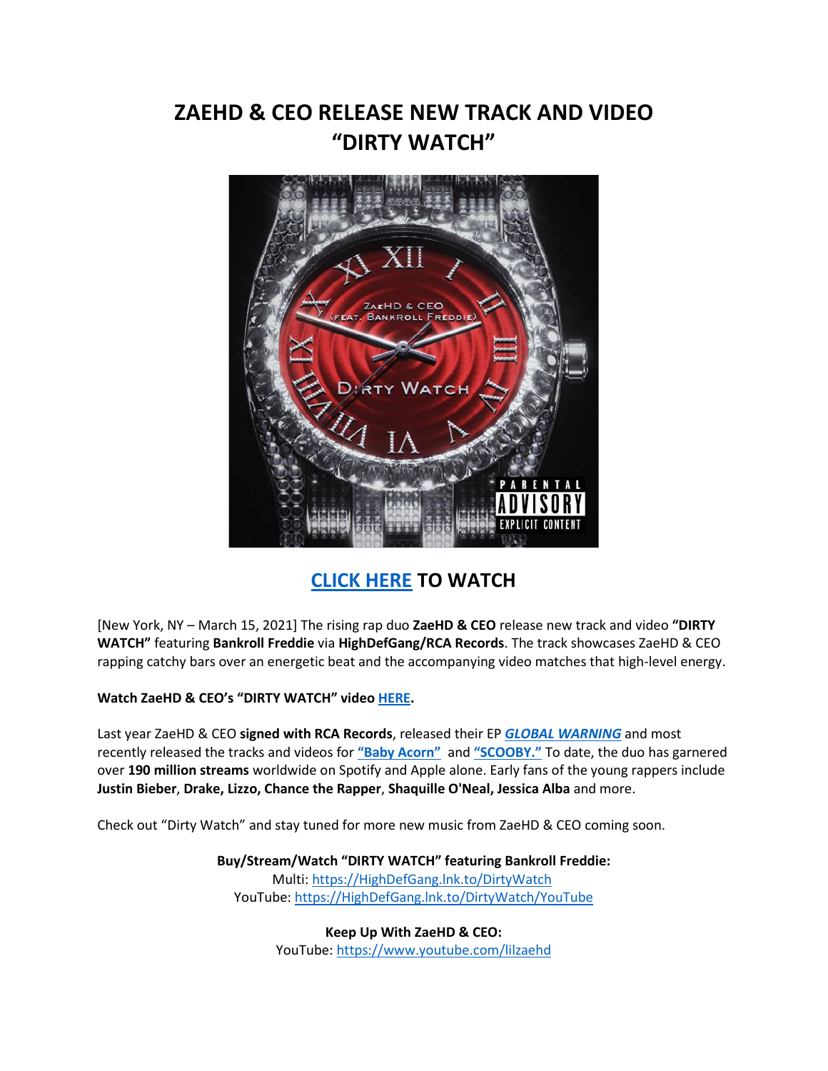# ZAEHD & CEO RELEASE NEW TRACK AND VIDEO "DIRTY WATCH"

**CLICK HERE TO WATCH**

[New York, NY – March 15, 2021] The rising rap duo **ZaeHD & CEO** release new track and video **"DIRTY WATCH"** featuring **Bankroll Freddie** via **HighDefGang/RCA Records**. The track showcases ZaeHD & CEO rapping catchy bars over an energetic beat and the accompanying video matches that high-level energy.

**Watch ZaeHD & CEO's "DIRTY WATCH" video HERE.**

Last year ZaeHD & CEO **signed with RCA Records**, released their EP ***GLOBAL WARNING*** and most recently released the tracks and videos for **"Baby Acorn"** and **"SCOOBY."** To date, the duo has garnered over **190 million streams** worldwide on Spotify and Apple alone. Early fans of the young rappers include **Justin Bieber**, **Drake, Lizzo, Chance the Rapper**, **Shaquille O'Neal, Jessica Alba** and more.

Check out "Dirty Watch" and stay tuned for more new music from ZaeHD & CEO coming soon.

**Buy/Stream/Watch "DIRTY WATCH" featuring Bankroll Freddie:**
Multi: https://HighDefGang.lnk.to/DirtyWatch
YouTube: https://HighDefGang.lnk.to/DirtyWatch/YouTube

**Keep Up With ZaeHD & CEO:**
YouTube: https://www.youtube.com/lilzaehd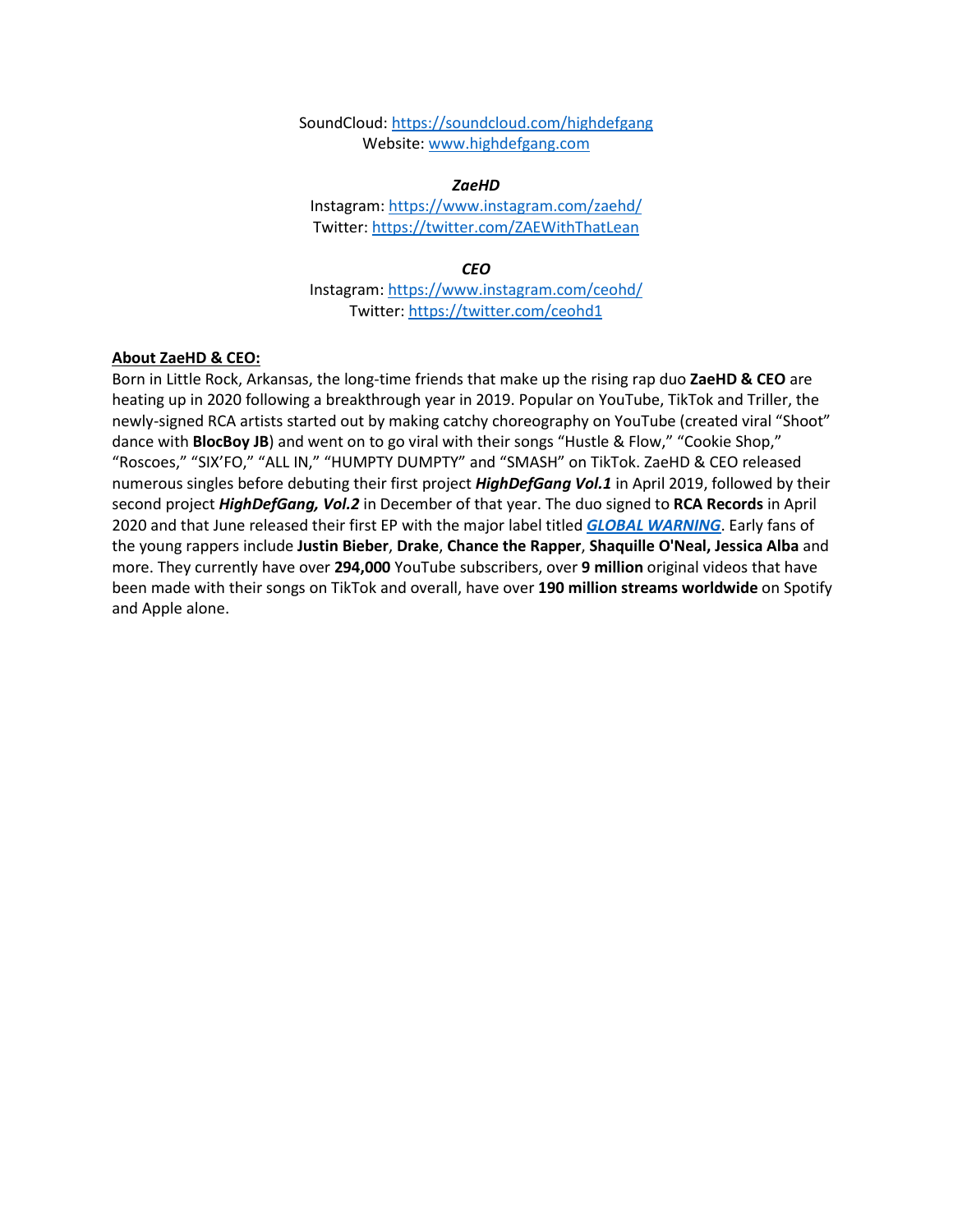SoundCloud: https://soundcloud.com/highdefgang
Website: www.highdefgang.com

***ZaeHD***
Instagram: https://www.instagram.com/zaehd/
Twitter: https://twitter.com/ZAEWithThatLean

***CEO***
Instagram: https://www.instagram.com/ceohd/
Twitter: https://twitter.com/ceohd1

**About ZaeHD & CEO:**

Born in Little Rock, Arkansas, the long-time friends that make up the rising rap duo **ZaeHD & CEO** are heating up in 2020 following a breakthrough year in 2019. Popular on YouTube, TikTok and Triller, the newly-signed RCA artists started out by making catchy choreography on YouTube (created viral "Shoot" dance with **BlocBoy JB**) and went on to go viral with their songs "Hustle & Flow," "Cookie Shop," "Roscoes," "SIX'FO," "ALL IN," "HUMPTY DUMPTY" and "SMASH" on TikTok. ZaeHD & CEO released numerous singles before debuting their first project ***HighDefGang Vol.1*** in April 2019, followed by their second project ***HighDefGang, Vol.2*** in December of that year. The duo signed to **RCA Records** in April 2020 and that June released their first EP with the major label titled ***GLOBAL WARNING***. Early fans of the young rappers include **Justin Bieber**, **Drake**, **Chance the Rapper**, **Shaquille O'Neal, Jessica Alba** and more. They currently have over **294,000** YouTube subscribers, over **9 million** original videos that have been made with their songs on TikTok and overall, have over **190 million streams worldwide** on Spotify and Apple alone.